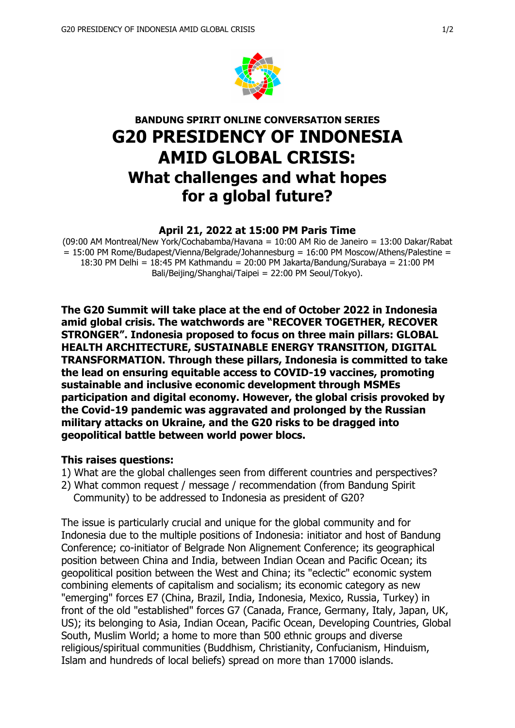### BANDUNG SPIRIT ONLINE CONVERSATION SERIES

# G20 PRESIDENCY OF INDONESIA AMID GLOBAL CRISIS:

## What challenges and what hopes for a global future?

### April 21, 2022 at 15:00 PM Paris Time

(09:00 AM Montreal/New York/Cochabamba/Havana = 10:00 AM Rio de Janeiro = 13:00 Dakar/Rabat = 15:00 PM Rome/Budapest/Vienna/Belgrade/Johannesburg = 16:00 PM Moscow/Athens/Palestine = 18:30 PM Delhi = 18:45 PM Kathmandu = 20:00 PM Jakarta/Bandung/Surabaya = 21:00 PM Bali/Beijing/Shanghai/Taipei = 22:00 PM Seoul/Tokyo).

**The G20 Summit will take place at the end of October 2022 in Indonesia amid global crisis. The watchwords are "RECOVER TOGETHER, RECOVER STRONGER". Indonesia proposed to focus on three main pillars: GLOBAL HEALTH ARCHITECTURE, SUSTAINABLE ENERGY TRANSITION, DIGITAL TRANSFORMATION. Through these pillars, Indonesia is committed to take the lead on ensuring equitable access to COVID-19 vaccines, promoting sustainable and inclusive economic development through MSMEs participation and digital economy. However, the global crisis provoked by the Covid-19 pandemic was aggravated and prolonged by the Russian military attacks on Ukraine, and the G20 risks to be dragged into geopolitical battle between world power blocs.**

**This raises questions:**

1) What are the global challenges seen from different countries and perspectives?
2) What common request / message / recommendation (from Bandung Spirit Community) to be addressed to Indonesia as president of G20?

The issue is particularly crucial and unique for the global community and for Indonesia due to the multiple positions of Indonesia: initiator and host of Bandung Conference; co-initiator of Belgrade Non Alignement Conference; its geographical position between China and India, between Indian Ocean and Pacific Ocean; its geopolitical position between the West and China; its "eclectic" economic system combining elements of capitalism and socialism; its economic category as new "emerging" forces E7 (China, Brazil, India, Indonesia, Mexico, Russia, Turkey) in front of the old "established" forces G7 (Canada, France, Germany, Italy, Japan, UK, US); its belonging to Asia, Indian Ocean, Pacific Ocean, Developing Countries, Global South, Muslim World; a home to more than 500 ethnic groups and diverse religious/spiritual communities (Buddhism, Christianity, Confucianism, Hinduism, Islam and hundreds of local beliefs) spread on more than 17000 islands.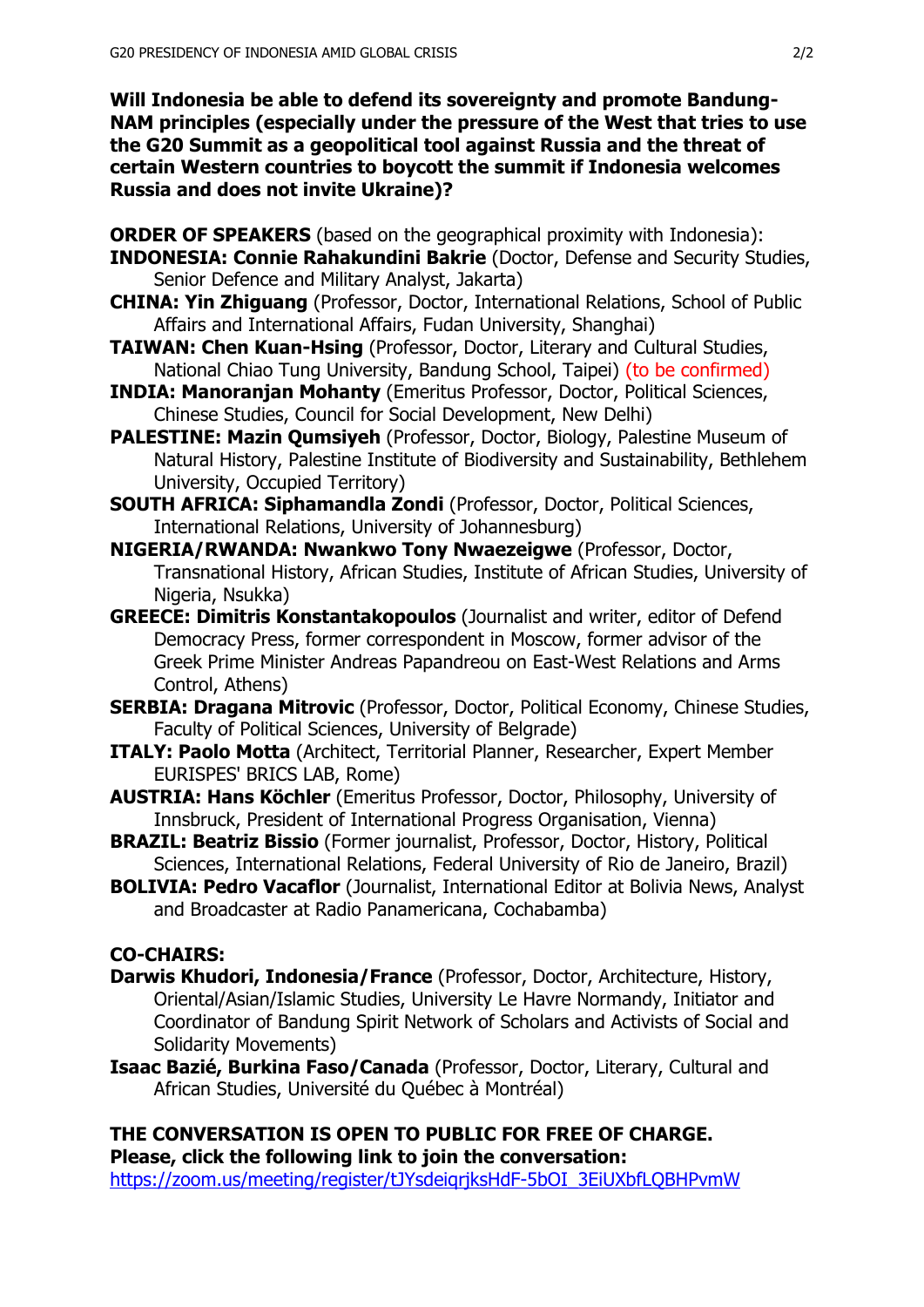**Will Indonesia be able to defend its sovereignty and promote Bandung-NAM principles (especially under the pressure of the West that tries to use the G20 Summit as a geopolitical tool against Russia and the threat of certain Western countries to boycott the summit if Indonesia welcomes Russia and does not invite Ukraine)?**

**ORDER OF SPEAKERS** (based on the geographical proximity with Indonesia):

**INDONESIA: Connie Rahakundini Bakrie** (Doctor, Defense and Security Studies, Senior Defence and Military Analyst, Jakarta)

**CHINA: Yin Zhiguang** (Professor, Doctor, International Relations, School of Public Affairs and International Affairs, Fudan University, Shanghai)

**TAIWAN: Chen Kuan-Hsing** (Professor, Doctor, Literary and Cultural Studies, National Chiao Tung University, Bandung School, Taipei) (to be confirmed)

**INDIA: Manoranjan Mohanty** (Emeritus Professor, Doctor, Political Sciences, Chinese Studies, Council for Social Development, New Delhi)

**PALESTINE: Mazin Qumsiyeh** (Professor, Doctor, Biology, Palestine Museum of Natural History, Palestine Institute of Biodiversity and Sustainability, Bethlehem University, Occupied Territory)

**SOUTH AFRICA: Siphamandla Zondi** (Professor, Doctor, Political Sciences, International Relations, University of Johannesburg)

**NIGERIA/RWANDA: Nwankwo Tony Nwaezeigwe** (Professor, Doctor, Transnational History, African Studies, Institute of African Studies, University of Nigeria, Nsukka)

**GREECE: Dimitris Konstantakopoulos** (Journalist and writer, editor of Defend Democracy Press, former correspondent in Moscow, former advisor of the Greek Prime Minister Andreas Papandreou on East-West Relations and Arms Control, Athens)

**SERBIA: Dragana Mitrovic** (Professor, Doctor, Political Economy, Chinese Studies, Faculty of Political Sciences, University of Belgrade)

**ITALY: Paolo Motta** (Architect, Territorial Planner, Researcher, Expert Member EURISPES' BRICS LAB, Rome)

**AUSTRIA: Hans Köchler** (Emeritus Professor, Doctor, Philosophy, University of Innsbruck, President of International Progress Organisation, Vienna)

**BRAZIL: Beatriz Bissio** (Former journalist, Professor, Doctor, History, Political Sciences, International Relations, Federal University of Rio de Janeiro, Brazil)

**BOLIVIA: Pedro Vacaflor** (Journalist, International Editor at Bolivia News, Analyst and Broadcaster at Radio Panamericana, Cochabamba)

**CO-CHAIRS:**

**Darwis Khudori, Indonesia/France** (Professor, Doctor, Architecture, History, Oriental/Asian/Islamic Studies, University Le Havre Normandy, Initiator and Coordinator of Bandung Spirit Network of Scholars and Activists of Social and Solidarity Movements)

**Isaac Bazié, Burkina Faso/Canada** (Professor, Doctor, Literary, Cultural and African Studies, Université du Québec à Montréal)

**THE CONVERSATION IS OPEN TO PUBLIC FOR FREE OF CHARGE.**
**Please, click the following link to join the conversation:**
https://zoom.us/meeting/register/tJYsdeiqrjksHdF-5bOI_3EiUXbfLQBHPvmW